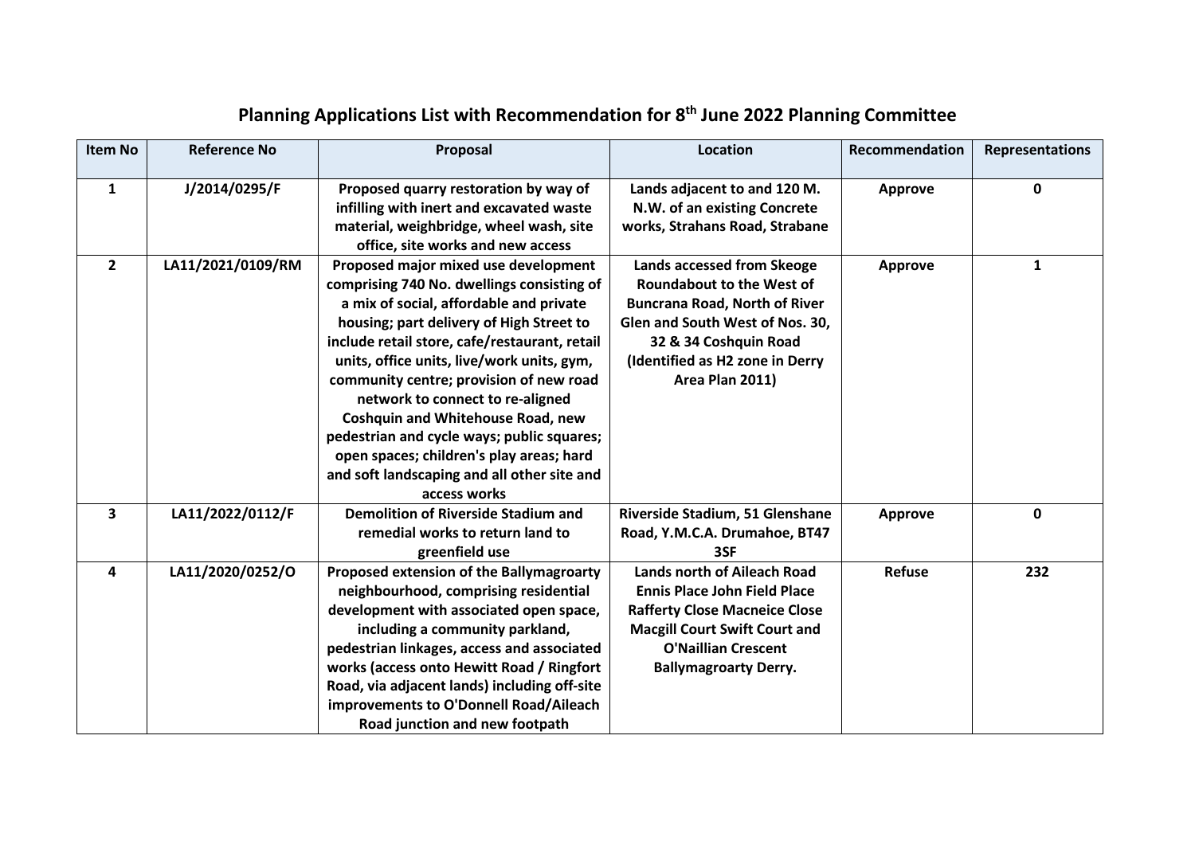# Planning Applications List with Recommendation for 8th June 2022 Planning Committee

| Item No | Reference No | Proposal | Location | Recommendation | Representations |
|---|---|---|---|---|---|
| 1 | J/2014/0295/F | Proposed quarry restoration by way of infilling with inert and excavated waste material, weighbridge, wheel wash, site office, site works and new access | Lands adjacent to and 120 M. N.W. of an existing Concrete works, Strahans Road, Strabane | Approve | 0 |
| 2 | LA11/2021/0109/RM | Proposed major mixed use development comprising 740 No. dwellings consisting of a mix of social, affordable and private housing; part delivery of High Street to include retail store, cafe/restaurant, retail units, office units, live/work units, gym, community centre; provision of new road network to connect to re-aligned Coshquin and Whitehouse Road, new pedestrian and cycle ways; public squares; open spaces; children's play areas; hard and soft landscaping and all other site and access works | Lands accessed from Skeoge Roundabout to the West of Buncrana Road, North of River Glen and South West of Nos. 30, 32 & 34 Coshquin Road (Identified as H2 zone in Derry Area Plan 2011) | Approve | 1 |
| 3 | LA11/2022/0112/F | Demolition of Riverside Stadium and remedial works to return land to greenfield use | Riverside Stadium, 51 Glenshane Road, Y.M.C.A. Drumahoe, BT47 3SF | Approve | 0 |
| 4 | LA11/2020/0252/O | Proposed extension of the Ballymagroarty neighbourhood, comprising residential development with associated open space, including a community parkland, pedestrian linkages, access and associated works (access onto Hewitt Road / Ringfort Road, via adjacent lands) including off-site improvements to O'Donnell Road/Aileach Road junction and new footpath | Lands north of Aileach Road Ennis Place John Field Place Rafferty Close Macneice Close Macgill Court Swift Court and O'Naillian Crescent Ballymagroarty Derry. | Refuse | 232 |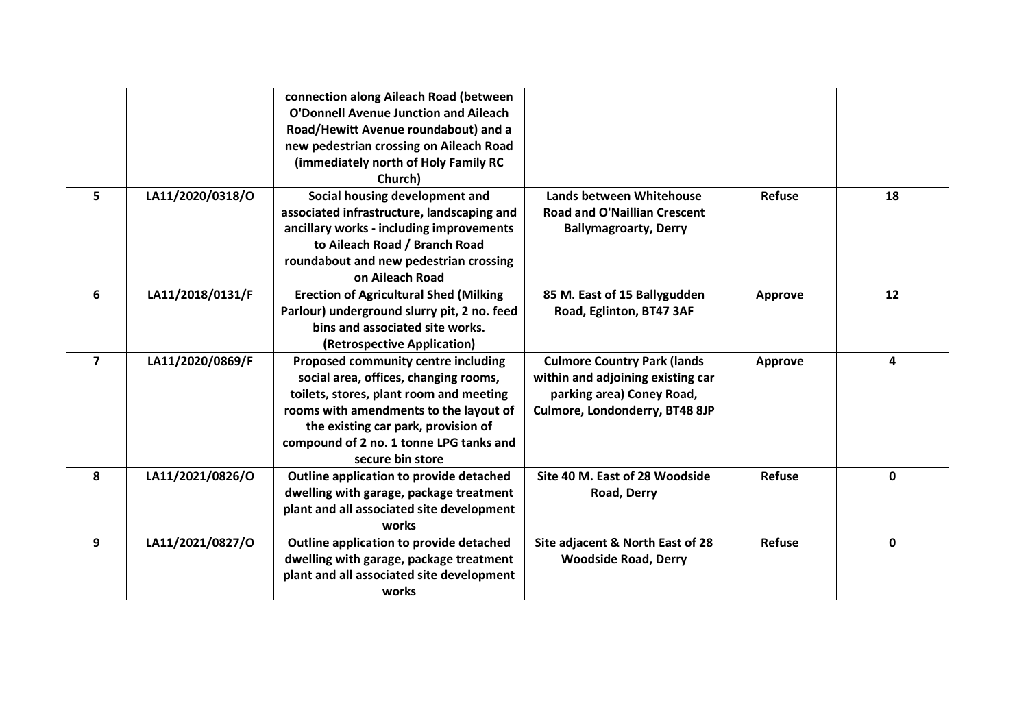| | | | | | |
|---|---|---|---|---|---|
| | | **connection along Aileach Road (between O'Donnell Avenue Junction and Aileach Road/Hewitt Avenue roundabout) and a new pedestrian crossing on Aileach Road (immediately north of Holy Family RC Church)** | | | |
| **5** | **LA11/2020/0318/O** | **Social housing development and associated infrastructure, landscaping and ancillary works - including improvements to Aileach Road / Branch Road roundabout and new pedestrian crossing on Aileach Road** | **Lands between Whitehouse Road and O'Naillian Crescent Ballymagroarty, Derry** | **Refuse** | **18** |
| **6** | **LA11/2018/0131/F** | **Erection of Agricultural Shed (Milking Parlour) underground slurry pit, 2 no. feed bins and associated site works. (Retrospective Application)** | **85 M. East of 15 Ballygudden Road, Eglinton, BT47 3AF** | **Approve** | **12** |
| **7** | **LA11/2020/0869/F** | **Proposed community centre including social area, offices, changing rooms, toilets, stores, plant room and meeting rooms with amendments to the layout of the existing car park, provision of compound of 2 no. 1 tonne LPG tanks and secure bin store** | **Culmore Country Park (lands within and adjoining existing car parking area) Coney Road, Culmore, Londonderry, BT48 8JP** | **Approve** | **4** |
| **8** | **LA11/2021/0826/O** | **Outline application to provide detached dwelling with garage, package treatment plant and all associated site development works** | **Site 40 M. East of 28 Woodside Road, Derry** | **Refuse** | **0** |
| **9** | **LA11/2021/0827/O** | **Outline application to provide detached dwelling with garage, package treatment plant and all associated site development works** | **Site adjacent & North East of 28 Woodside Road, Derry** | **Refuse** | **0** |